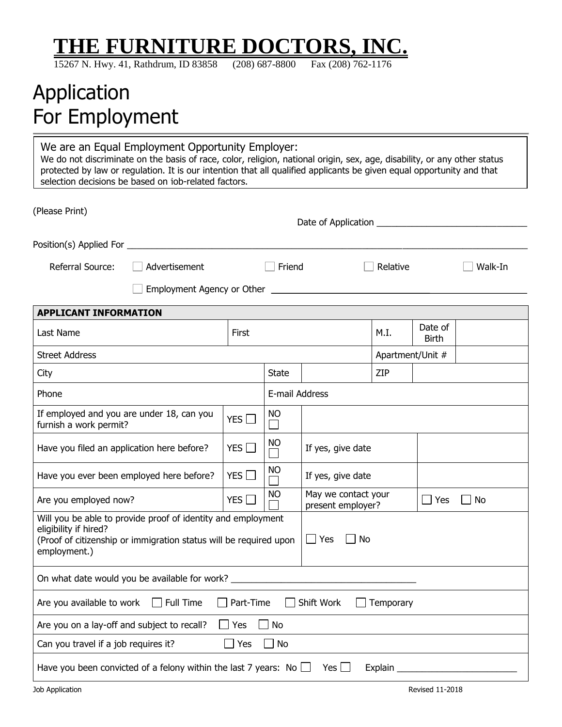# THE FURNITURE DOCTORS, INC.

15267 N. Hwy. 41, Rathdrum, ID 83858 (208) 687-8800 Fax (208) 762-1176

# Application For Employment

**We are an Equal Employment Opportunity Employer:**
We do not discriminate on the basis of race, color, religion, national origin, sex, age, disability, or any other status protected by law or regulation. It is our intention that all qualified applicants be given equal opportunity and that selection decisions be based on job-related factors.

(Please Print)

Date of Application ______________________________

Position(s) Applied For ______________________________________________________________________________

Referral Source: ☐ Advertisement ☐ Friend ☐ Relative ☐ Walk-In

☐ Employment Agency or Other ______________________________________________

| **APPLICANT INFORMATION** | | | | | | |
|---|---|---|---|---|---|---|
| Last Name | First | | | M.I. | Date of Birth | |
| Street Address | | | | Apartment/Unit # | | |
| City | | State | | ZIP | | |
| Phone | | E-mail Address | | | | |
| If employed and you are under 18, can you furnish a work permit? | YES ☐ | NO ☐ | | | | |
| Have you filed an application here before? | YES ☐ | NO ☐ | If yes, give date | | | |
| Have you ever been employed here before? | YES ☐ | NO ☐ | If yes, give date | | | |
| Are you employed now? | YES ☐ | NO ☐ | May we contact your present employer? | | ☐ Yes ☐ No | |
| Will you be able to provide proof of identity and employment eligibility if hired? (Proof of citizenship or immigration status will be required upon employment.) | | | ☐ Yes ☐ No | | | |
| On what date would you be available for work? ____________________________________ | | | | | | |
| Are you available to work ☐ Full Time ☐ Part-Time ☐ Shift Work ☐ Temporary | | | | | | |
| Are you on a lay-off and subject to recall? ☐ Yes ☐ No | | | | | | |
| Can you travel if a job requires it? ☐ Yes ☐ No | | | | | | |
| Have you been convicted of a felony within the last 7 years: No ☐ Yes ☐ Explain ________________________ | | | | | | |

Job Application Revised 11-2018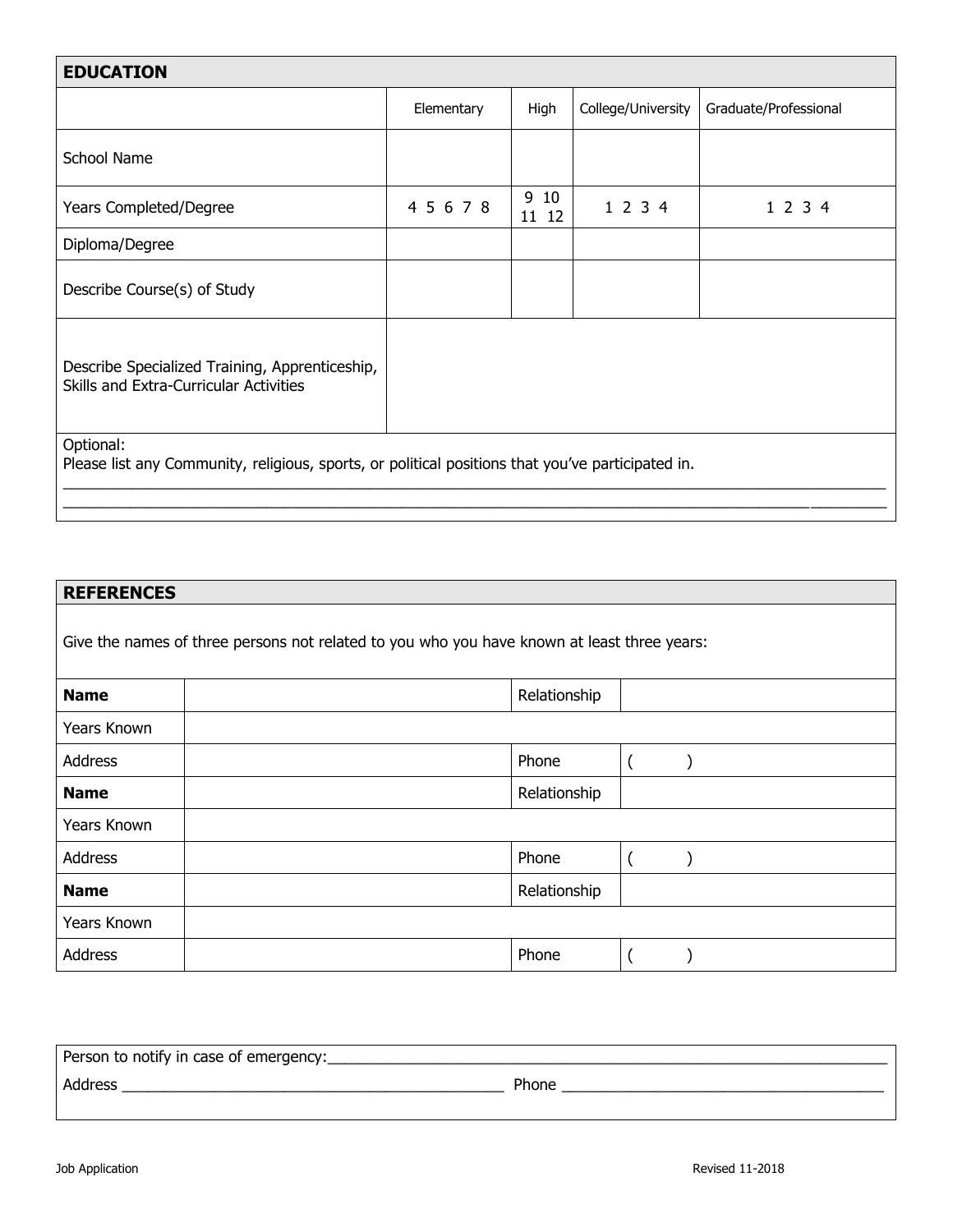## EDUCATION

| | Elementary | High | College/University | Graduate/Professional |
|---|---|---|---|---|
| School Name | | | | |
| Years Completed/Degree | 4 5 6 7 8 | 9 10 11 12 | 1 2 3 4 | 1 2 3 4 |
| Diploma/Degree | | | | |
| Describe Course(s) of Study | | | | |
| Describe Specialized Training, Apprenticeship, Skills and Extra-Curricular Activities | | | | |

Optional:
Please list any Community, religious, sports, or political positions that you've participated in.

____________________________________________________________________________________________________

____________________________________________________________________________________________________

## REFERENCES

Give the names of three persons not related to you who you have known at least three years:

| | | | |
|---|---|---|---|
| **Name** | | Relationship | |
| Years Known | | | |
| Address | | Phone | (     ) |
| **Name** | | Relationship | |
| Years Known | | | |
| Address | | Phone | (     ) |
| **Name** | | Relationship | |
| Years Known | | | |
| Address | | Phone | (     ) |

Person to notify in case of emergency:______________________________________________________________________

Address _____________________________________________ Phone _____________________________________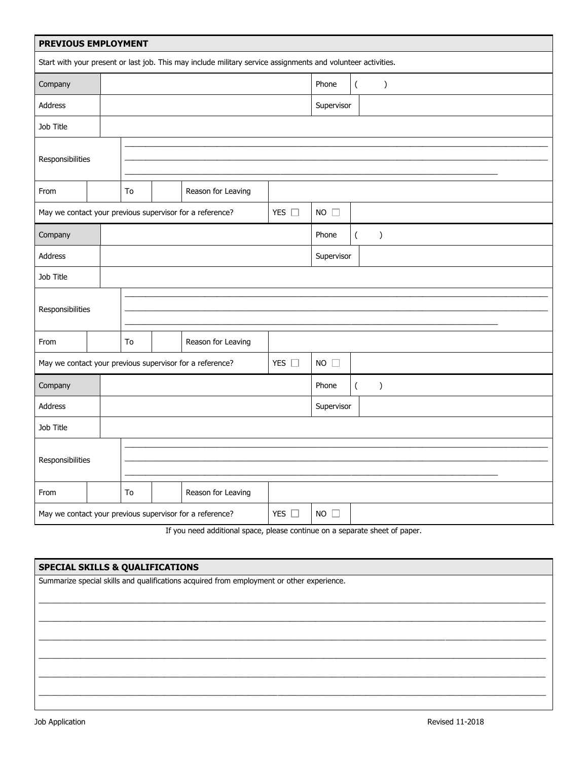## PREVIOUS EMPLOYMENT

Start with your present or last job. This may include military service assignments and volunteer activities.

| Company | | Phone | ( ) |
|---|---|---|---|
| Address | | Supervisor | |
| Job Title | | | |
| Responsibilities | | | |
| From | To | Reason for Leaving | |
| May we contact your previous supervisor for a reference? | YES ☐ | NO ☐ | |

| Company | | Phone | ( ) |
|---|---|---|---|
| Address | | Supervisor | |
| Job Title | | | |
| Responsibilities | | | |
| From | To | Reason for Leaving | |
| May we contact your previous supervisor for a reference? | YES ☐ | NO ☐ | |

| Company | | Phone | ( ) |
|---|---|---|---|
| Address | | Supervisor | |
| Job Title | | | |
| Responsibilities | | | |
| From | To | Reason for Leaving | |
| May we contact your previous supervisor for a reference? | YES ☐ | NO ☐ | |

If you need additional space, please continue on a separate sheet of paper.

## SPECIAL SKILLS & QUALIFICATIONS

Summarize special skills and qualifications acquired from employment or other experience.

______________________________________________________________________________

______________________________________________________________________________

______________________________________________________________________________

______________________________________________________________________________

______________________________________________________________________________

______________________________________________________________________________

Job Application Revised 11-2018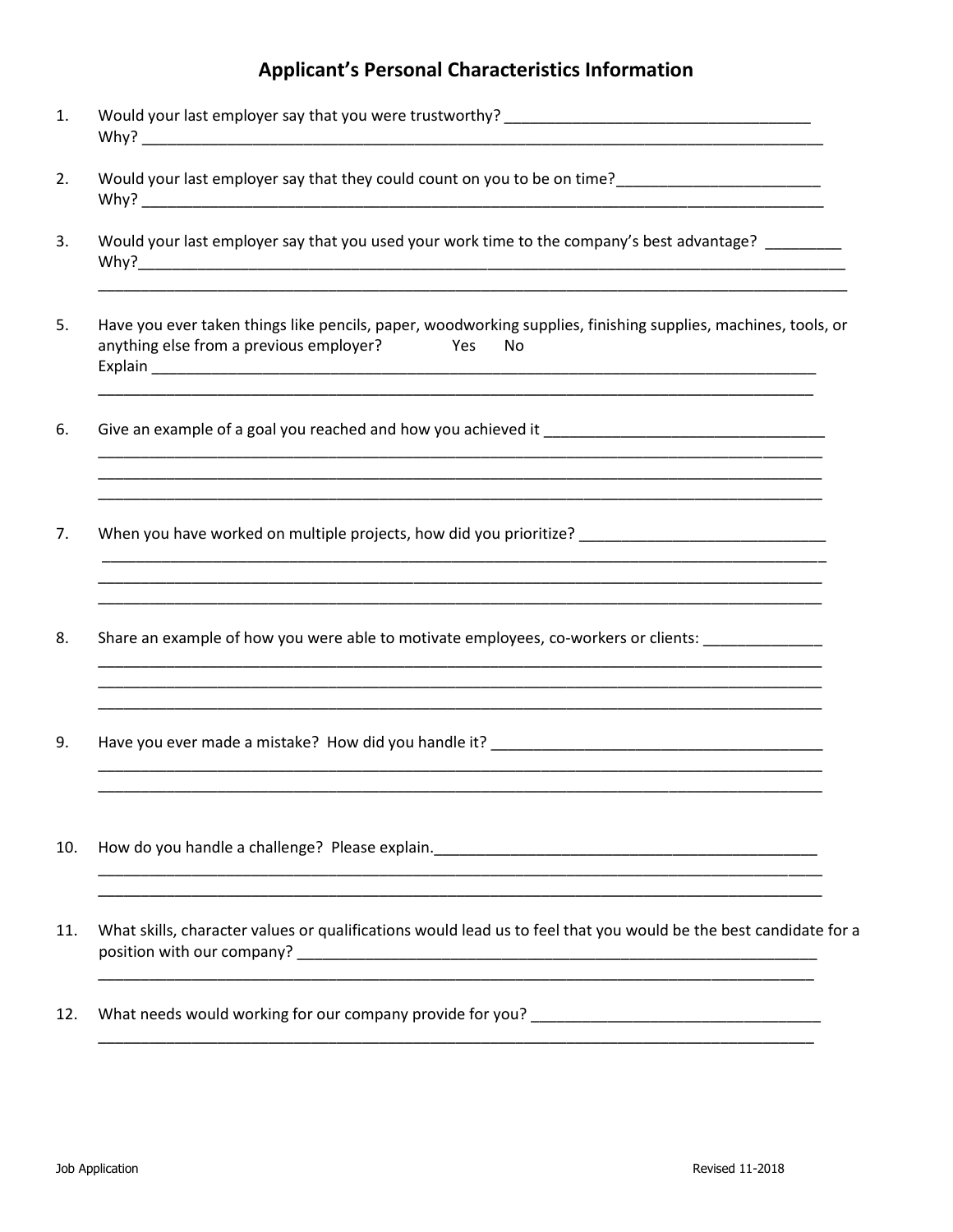# Applicant's Personal Characteristics Information

1. Would your last employer say that you were trustworthy? ____________________________________
   Why? ________________________________________________________________________________

2. Would your last employer say that they could count on you to be on time?________________________
   Why? ________________________________________________________________________________

3. Would your last employer say that you used your work time to the company's best advantage? _________
   Why?_________________________________________________________________________________
   _____________________________________________________________________________________

5. Have you ever taken things like pencils, paper, woodworking supplies, finishing supplies, machines, tools, or anything else from a previous employer? Yes No
   Explain ______________________________________________________________________________
   _____________________________________________________________________________________

6. Give an example of a goal you reached and how you achieved it _________________________________
   _____________________________________________________________________________________
   _____________________________________________________________________________________
   _____________________________________________________________________________________

7. When you have worked on multiple projects, how did you prioritize? _____________________________
   _____________________________________________________________________________________
   _____________________________________________________________________________________
   _____________________________________________________________________________________

8. Share an example of how you were able to motivate employees, co-workers or clients: ______________
   _____________________________________________________________________________________
   _____________________________________________________________________________________
   _____________________________________________________________________________________

9. Have you ever made a mistake? How did you handle it? _______________________________________
   _____________________________________________________________________________________
   _____________________________________________________________________________________

10. How do you handle a challenge? Please explain.______________________________________________
    _____________________________________________________________________________________
    _____________________________________________________________________________________

11. What skills, character values or qualifications would lead us to feel that you would be the best candidate for a position with our company? _________________________________________________________________
    _____________________________________________________________________________________

12. What needs would working for our company provide for you? _________________________________
    _____________________________________________________________________________________

Job Application Revised 11-2018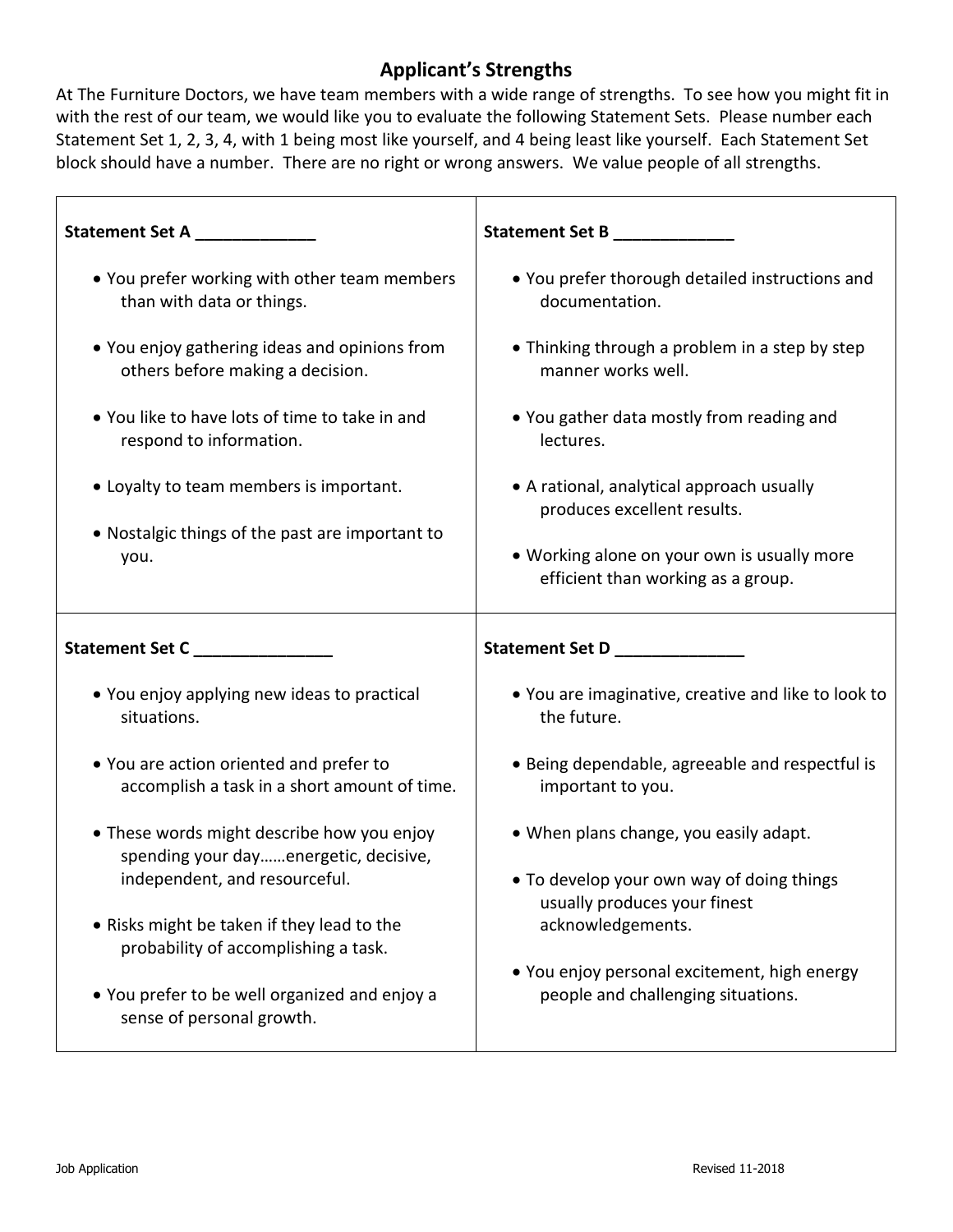## Applicant's Strengths

At The Furniture Doctors, we have team members with a wide range of strengths. To see how you might fit in with the rest of our team, we would like you to evaluate the following Statement Sets. Please number each Statement Set 1, 2, 3, 4, with 1 being most like yourself, and 4 being least like yourself. Each Statement Set block should have a number. There are no right or wrong answers. We value people of all strengths.

**Statement Set A _____________**

- You prefer working with other team members than with data or things.
- You enjoy gathering ideas and opinions from others before making a decision.
- You like to have lots of time to take in and respond to information.
- Loyalty to team members is important.
- Nostalgic things of the past are important to you.

**Statement Set B _____________**

- You prefer thorough detailed instructions and documentation.
- Thinking through a problem in a step by step manner works well.
- You gather data mostly from reading and lectures.
- A rational, analytical approach usually produces excellent results.
- Working alone on your own is usually more efficient than working as a group.

**Statement Set C _______________**

- You enjoy applying new ideas to practical situations.
- You are action oriented and prefer to accomplish a task in a short amount of time.
- These words might describe how you enjoy spending your day……energetic, decisive, independent, and resourceful.
- Risks might be taken if they lead to the probability of accomplishing a task.
- You prefer to be well organized and enjoy a sense of personal growth.

**Statement Set D ______________**

- You are imaginative, creative and like to look to the future.
- Being dependable, agreeable and respectful is important to you.
- When plans change, you easily adapt.
- To develop your own way of doing things usually produces your finest acknowledgements.
- You enjoy personal excitement, high energy people and challenging situations.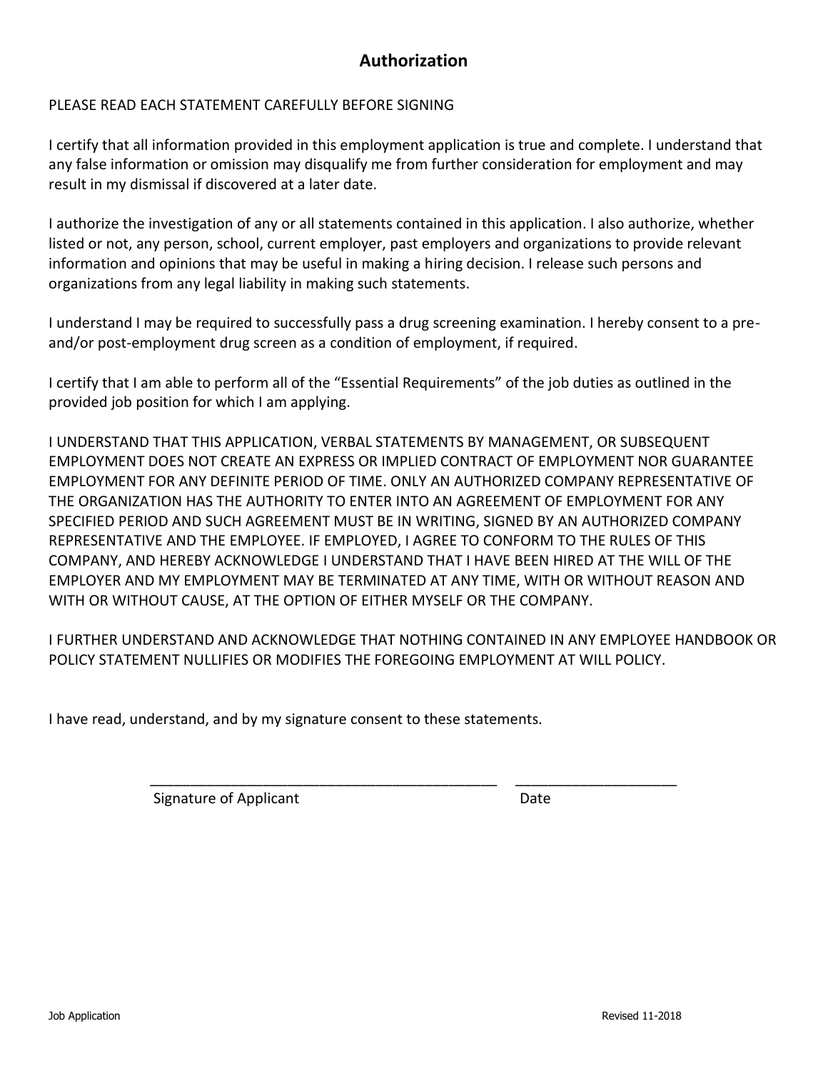## Authorization

PLEASE READ EACH STATEMENT CAREFULLY BEFORE SIGNING

I certify that all information provided in this employment application is true and complete. I understand that any false information or omission may disqualify me from further consideration for employment and may result in my dismissal if discovered at a later date.

I authorize the investigation of any or all statements contained in this application. I also authorize, whether listed or not, any person, school, current employer, past employers and organizations to provide relevant information and opinions that may be useful in making a hiring decision. I release such persons and organizations from any legal liability in making such statements.

I understand I may be required to successfully pass a drug screening examination. I hereby consent to a pre- and/or post-employment drug screen as a condition of employment, if required.

I certify that I am able to perform all of the "Essential Requirements" of the job duties as outlined in the provided job position for which I am applying.

I UNDERSTAND THAT THIS APPLICATION, VERBAL STATEMENTS BY MANAGEMENT, OR SUBSEQUENT EMPLOYMENT DOES NOT CREATE AN EXPRESS OR IMPLIED CONTRACT OF EMPLOYMENT NOR GUARANTEE EMPLOYMENT FOR ANY DEFINITE PERIOD OF TIME. ONLY AN AUTHORIZED COMPANY REPRESENTATIVE OF THE ORGANIZATION HAS THE AUTHORITY TO ENTER INTO AN AGREEMENT OF EMPLOYMENT FOR ANY SPECIFIED PERIOD AND SUCH AGREEMENT MUST BE IN WRITING, SIGNED BY AN AUTHORIZED COMPANY REPRESENTATIVE AND THE EMPLOYEE. IF EMPLOYED, I AGREE TO CONFORM TO THE RULES OF THIS COMPANY, AND HEREBY ACKNOWLEDGE I UNDERSTAND THAT I HAVE BEEN HIRED AT THE WILL OF THE EMPLOYER AND MY EMPLOYMENT MAY BE TERMINATED AT ANY TIME, WITH OR WITHOUT REASON AND WITH OR WITHOUT CAUSE, AT THE OPTION OF EITHER MYSELF OR THE COMPANY.

I FURTHER UNDERSTAND AND ACKNOWLEDGE THAT NOTHING CONTAINED IN ANY EMPLOYEE HANDBOOK OR POLICY STATEMENT NULLIFIES OR MODIFIES THE FOREGOING EMPLOYMENT AT WILL POLICY.

I have read, understand, and by my signature consent to these statements.

_____________________________________________ ____________________

Signature of Applicant Date